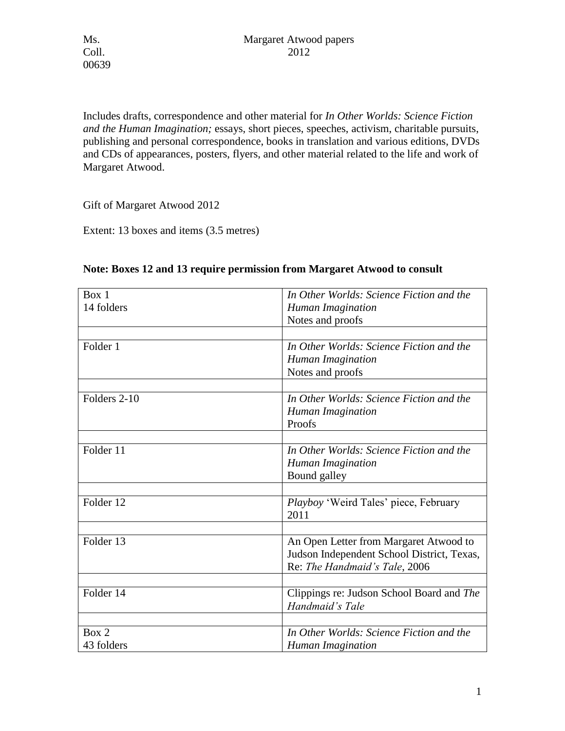Ms. Coll. 00639

Margaret Atwood papers
2012

Includes drafts, correspondence and other material for *In Other Worlds: Science Fiction and the Human Imagination;* essays, short pieces, speeches, activism, charitable pursuits, publishing and personal correspondence, books in translation and various editions, DVDs and CDs of appearances, posters, flyers, and other material related to the life and work of Margaret Atwood.

Gift of Margaret Atwood 2012

Extent: 13 boxes and items (3.5 metres)

**Note: Boxes 12 and 13 require permission from Margaret Atwood to consult**

| | |
|---|---|
| Box 1<br>14 folders | *In Other Worlds: Science Fiction and the Human Imagination*<br>Notes and proofs |
| | |
| Folder 1 | *In Other Worlds: Science Fiction and the Human Imagination*<br>Notes and proofs |
| | |
| Folders 2-10 | *In Other Worlds: Science Fiction and the Human Imagination*<br>Proofs |
| | |
| Folder 11 | *In Other Worlds: Science Fiction and the Human Imagination*<br>Bound galley |
| | |
| Folder 12 | *Playboy* 'Weird Tales' piece, February 2011 |
| | |
| Folder 13 | An Open Letter from Margaret Atwood to Judson Independent School District, Texas, Re: *The Handmaid's Tale*, 2006 |
| | |
| Folder 14 | Clippings re: Judson School Board and *The Handmaid's Tale* |
| | |
| Box 2<br>43 folders | *In Other Worlds: Science Fiction and the Human Imagination* |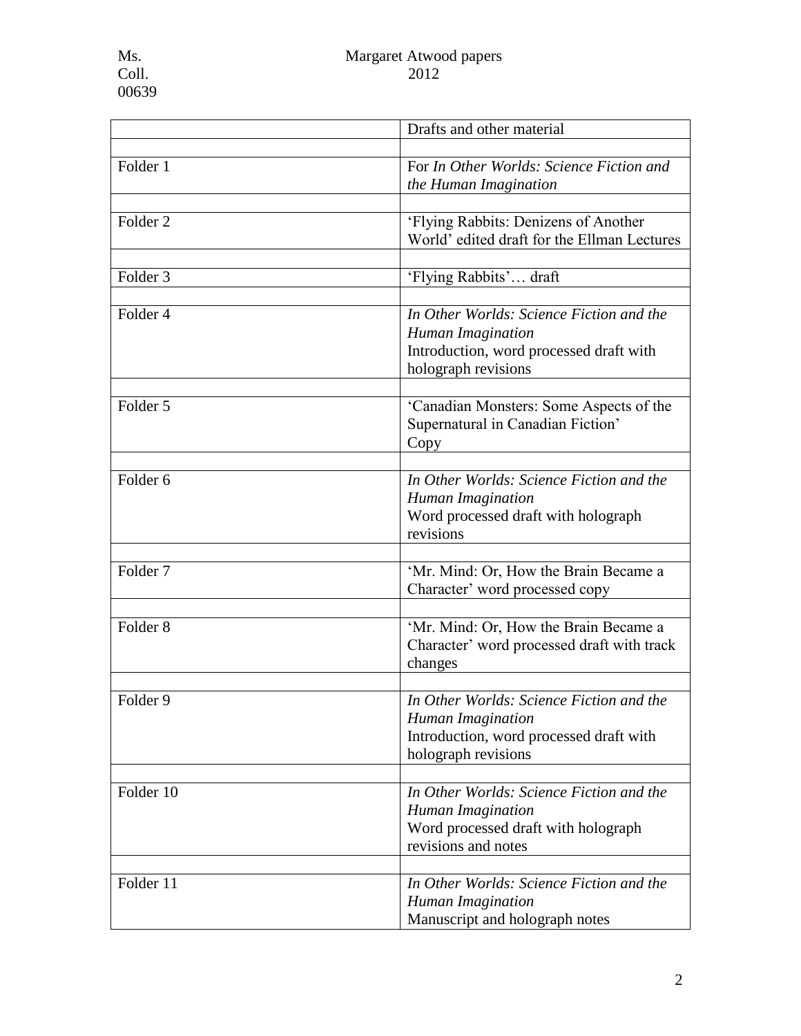| | Drafts and other material |
|---|---|
| | |
| Folder 1 | For *In Other Worlds: Science Fiction and the Human Imagination* |
| | |
| Folder 2 | 'Flying Rabbits: Denizens of Another World' edited draft for the Ellman Lectures |
| | |
| Folder 3 | 'Flying Rabbits'… draft |
| | |
| Folder 4 | *In Other Worlds: Science Fiction and the Human Imagination* Introduction, word processed draft with holograph revisions |
| | |
| Folder 5 | 'Canadian Monsters: Some Aspects of the Supernatural in Canadian Fiction' Copy |
| | |
| Folder 6 | *In Other Worlds: Science Fiction and the Human Imagination* Word processed draft with holograph revisions |
| | |
| Folder 7 | 'Mr. Mind: Or, How the Brain Became a Character' word processed copy |
| | |
| Folder 8 | 'Mr. Mind: Or, How the Brain Became a Character' word processed draft with track changes |
| | |
| Folder 9 | *In Other Worlds: Science Fiction and the Human Imagination* Introduction, word processed draft with holograph revisions |
| | |
| Folder 10 | *In Other Worlds: Science Fiction and the Human Imagination* Word processed draft with holograph revisions and notes |
| | |
| Folder 11 | *In Other Worlds: Science Fiction and the Human Imagination* Manuscript and holograph notes |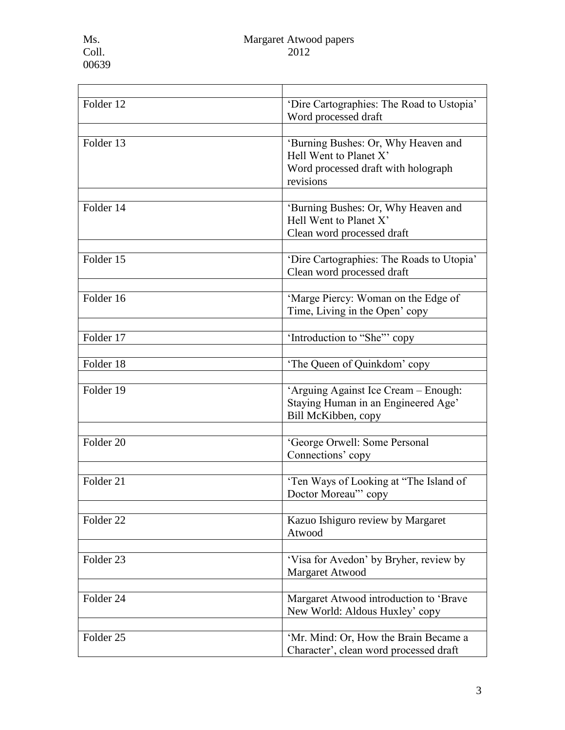| | |
|---|---|
| Folder 12 | 'Dire Cartographies: The Road to Ustopia' Word processed draft |
| | |
| Folder 13 | 'Burning Bushes: Or, Why Heaven and Hell Went to Planet X' Word processed draft with holograph revisions |
| | |
| Folder 14 | 'Burning Bushes: Or, Why Heaven and Hell Went to Planet X' Clean word processed draft |
| | |
| Folder 15 | 'Dire Cartographies: The Roads to Utopia' Clean word processed draft |
| | |
| Folder 16 | 'Marge Piercy: Woman on the Edge of Time, Living in the Open' copy |
| | |
| Folder 17 | 'Introduction to "She"' copy |
| | |
| Folder 18 | 'The Queen of Quinkdom' copy |
| | |
| Folder 19 | 'Arguing Against Ice Cream – Enough: Staying Human in an Engineered Age' Bill McKibben, copy |
| | |
| Folder 20 | 'George Orwell: Some Personal Connections' copy |
| | |
| Folder 21 | 'Ten Ways of Looking at "The Island of Doctor Moreau"' copy |
| | |
| Folder 22 | Kazuo Ishiguro review by Margaret Atwood |
| | |
| Folder 23 | 'Visa for Avedon' by Bryher, review by Margaret Atwood |
| | |
| Folder 24 | Margaret Atwood introduction to 'Brave New World: Aldous Huxley' copy |
| | |
| Folder 25 | 'Mr. Mind: Or, How the Brain Became a Character', clean word processed draft |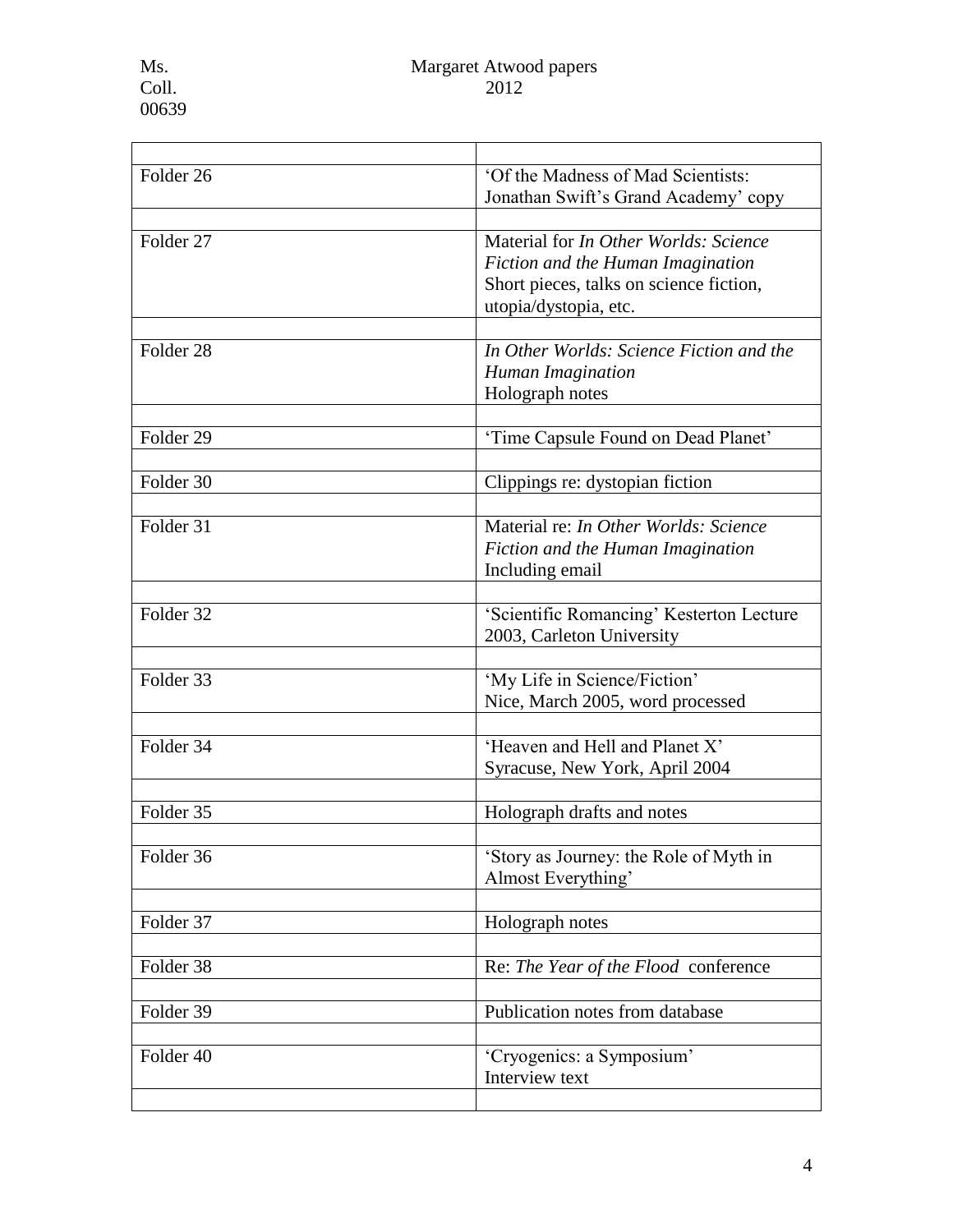| | |
|---|---|
| Folder 26 | 'Of the Madness of Mad Scientists: Jonathan Swift's Grand Academy' copy |
| Folder 27 | Material for *In Other Worlds: Science Fiction and the Human Imagination* Short pieces, talks on science fiction, utopia/dystopia, etc. |
| Folder 28 | *In Other Worlds: Science Fiction and the Human Imagination* Holograph notes |
| Folder 29 | 'Time Capsule Found on Dead Planet' |
| Folder 30 | Clippings re: dystopian fiction |
| Folder 31 | Material re: *In Other Worlds: Science Fiction and the Human Imagination* Including email |
| Folder 32 | 'Scientific Romancing' Kesterton Lecture 2003, Carleton University |
| Folder 33 | 'My Life in Science/Fiction' Nice, March 2005, word processed |
| Folder 34 | 'Heaven and Hell and Planet X' Syracuse, New York, April 2004 |
| Folder 35 | Holograph drafts and notes |
| Folder 36 | 'Story as Journey: the Role of Myth in Almost Everything' |
| Folder 37 | Holograph notes |
| Folder 38 | Re: *The Year of the Flood* conference |
| Folder 39 | Publication notes from database |
| Folder 40 | 'Cryogenics: a Symposium' Interview text |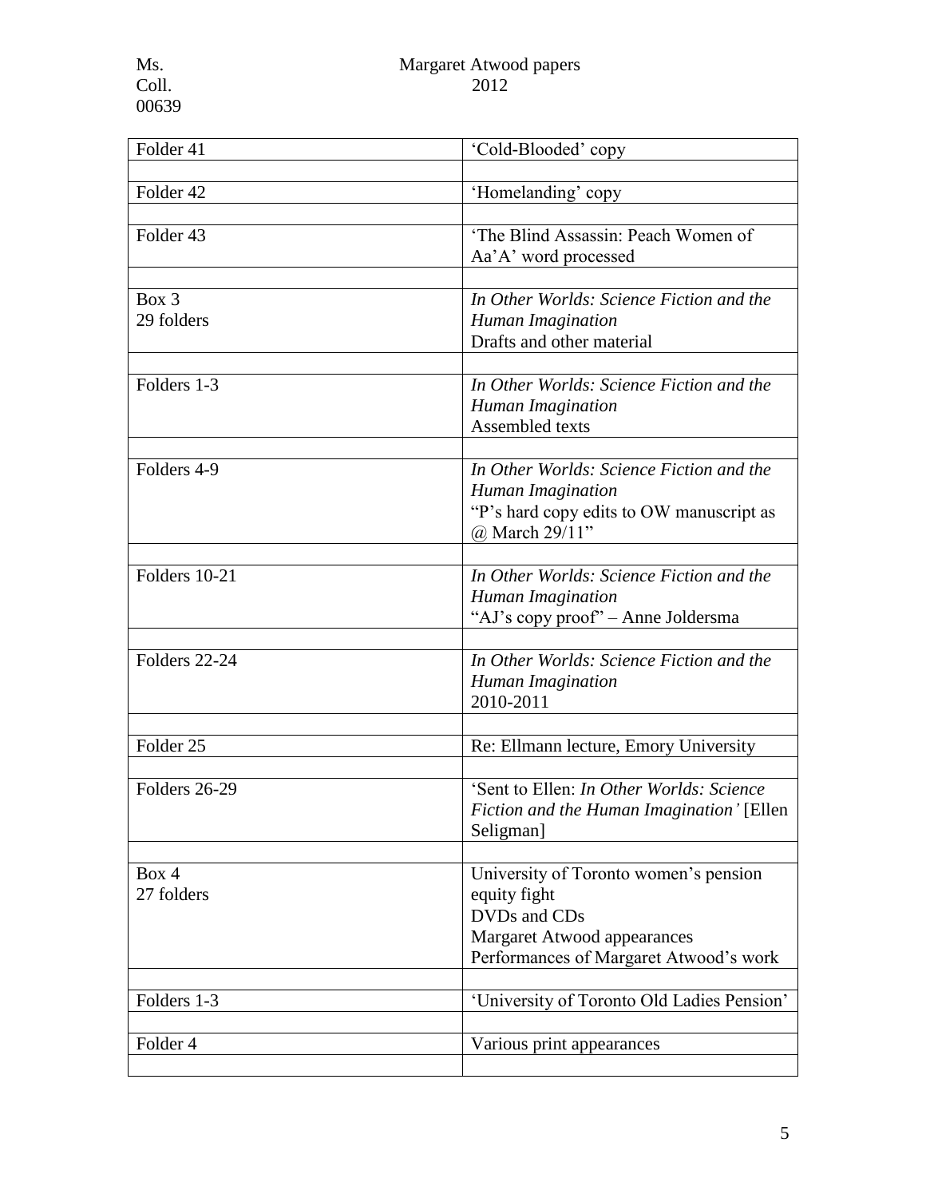| Folder 41 | 'Cold-Blooded' copy |
| --- | --- |
| | |
| Folder 42 | 'Homelanding' copy |
| | |
| Folder 43 | 'The Blind Assassin: Peach Women of Aa'A' word processed |
| | |
| Box 3<br>29 folders | *In Other Worlds: Science Fiction and the Human Imagination*<br>Drafts and other material |
| | |
| Folders 1-3 | *In Other Worlds: Science Fiction and the Human Imagination*<br>Assembled texts |
| | |
| Folders 4-9 | *In Other Worlds: Science Fiction and the Human Imagination*<br>"P's hard copy edits to OW manuscript as @ March 29/11" |
| | |
| Folders 10-21 | *In Other Worlds: Science Fiction and the Human Imagination*<br>"AJ's copy proof" – Anne Joldersma |
| | |
| Folders 22-24 | *In Other Worlds: Science Fiction and the Human Imagination*<br>2010-2011 |
| | |
| Folder 25 | Re: Ellmann lecture, Emory University |
| | |
| Folders 26-29 | 'Sent to Ellen: *In Other Worlds: Science Fiction and the Human Imagination'* [Ellen Seligman] |
| | |
| Box 4<br>27 folders | University of Toronto women's pension equity fight<br>DVDs and CDs<br>Margaret Atwood appearances<br>Performances of Margaret Atwood's work |
| | |
| Folders 1-3 | 'University of Toronto Old Ladies Pension' |
| | |
| Folder 4 | Various print appearances |
| | |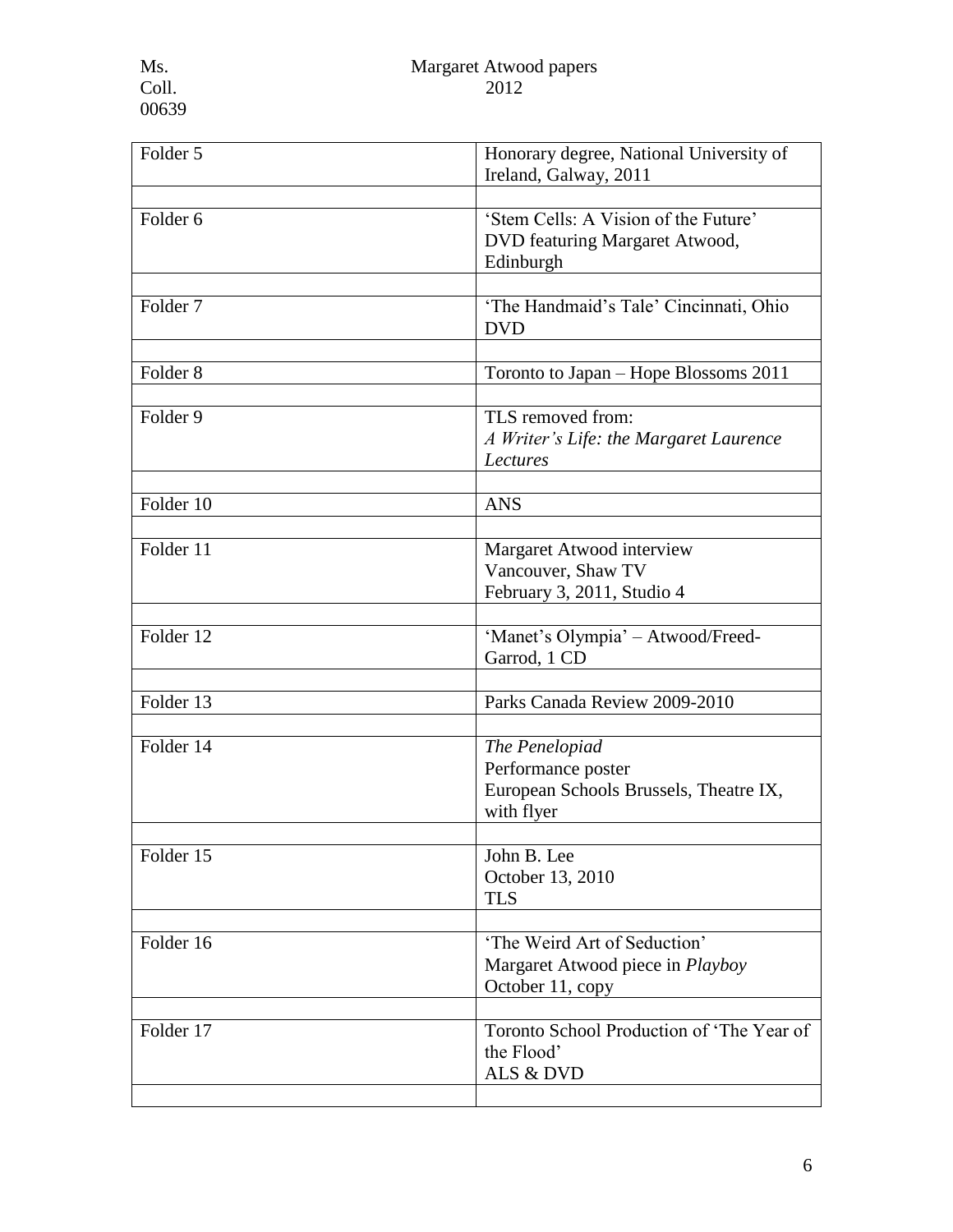| Folder 5 | Honorary degree, National University of Ireland, Galway, 2011 |
|---|---|
| | |
| Folder 6 | 'Stem Cells: A Vision of the Future' DVD featuring Margaret Atwood, Edinburgh |
| | |
| Folder 7 | 'The Handmaid's Tale' Cincinnati, Ohio DVD |
| | |
| Folder 8 | Toronto to Japan – Hope Blossoms 2011 |
| | |
| Folder 9 | TLS removed from: *A Writer's Life: the Margaret Laurence Lectures* |
| | |
| Folder 10 | ANS |
| | |
| Folder 11 | Margaret Atwood interview Vancouver, Shaw TV February 3, 2011, Studio 4 |
| | |
| Folder 12 | 'Manet's Olympia' – Atwood/Freed-Garrod, 1 CD |
| | |
| Folder 13 | Parks Canada Review 2009-2010 |
| | |
| Folder 14 | *The Penelopiad* Performance poster European Schools Brussels, Theatre IX, with flyer |
| | |
| Folder 15 | John B. Lee October 13, 2010 TLS |
| | |
| Folder 16 | 'The Weird Art of Seduction' Margaret Atwood piece in *Playboy* October 11, copy |
| | |
| Folder 17 | Toronto School Production of 'The Year of the Flood' ALS & DVD |
| | |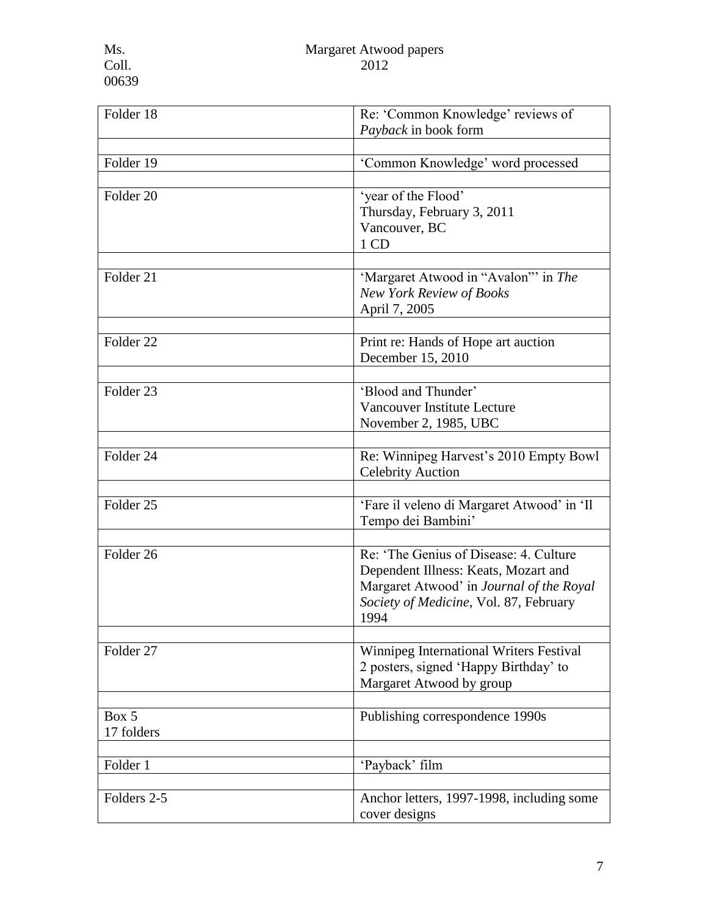| Folder 18 | Re: 'Common Knowledge' reviews of *Payback* in book form |
|---|---|
| | |
| Folder 19 | 'Common Knowledge' word processed |
| | |
| Folder 20 | 'year of the Flood'<br>Thursday, February 3, 2011<br>Vancouver, BC<br>1 CD |
| | |
| Folder 21 | 'Margaret Atwood in "Avalon"' in *The New York Review of Books*<br>April 7, 2005 |
| | |
| Folder 22 | Print re: Hands of Hope art auction<br>December 15, 2010 |
| | |
| Folder 23 | 'Blood and Thunder'<br>Vancouver Institute Lecture<br>November 2, 1985, UBC |
| | |
| Folder 24 | Re: Winnipeg Harvest's 2010 Empty Bowl Celebrity Auction |
| | |
| Folder 25 | 'Fare il veleno di Margaret Atwood' in 'Il Tempo dei Bambini' |
| | |
| Folder 26 | Re: 'The Genius of Disease: 4. Culture Dependent Illness: Keats, Mozart and Margaret Atwood' in *Journal of the Royal Society of Medicine*, Vol. 87, February 1994 |
| | |
| Folder 27 | Winnipeg International Writers Festival<br>2 posters, signed 'Happy Birthday' to Margaret Atwood by group |
| | |
| Box 5<br>17 folders | Publishing correspondence 1990s |
| | |
| Folder 1 | 'Payback' film |
| | |
| Folders 2-5 | Anchor letters, 1997-1998, including some cover designs |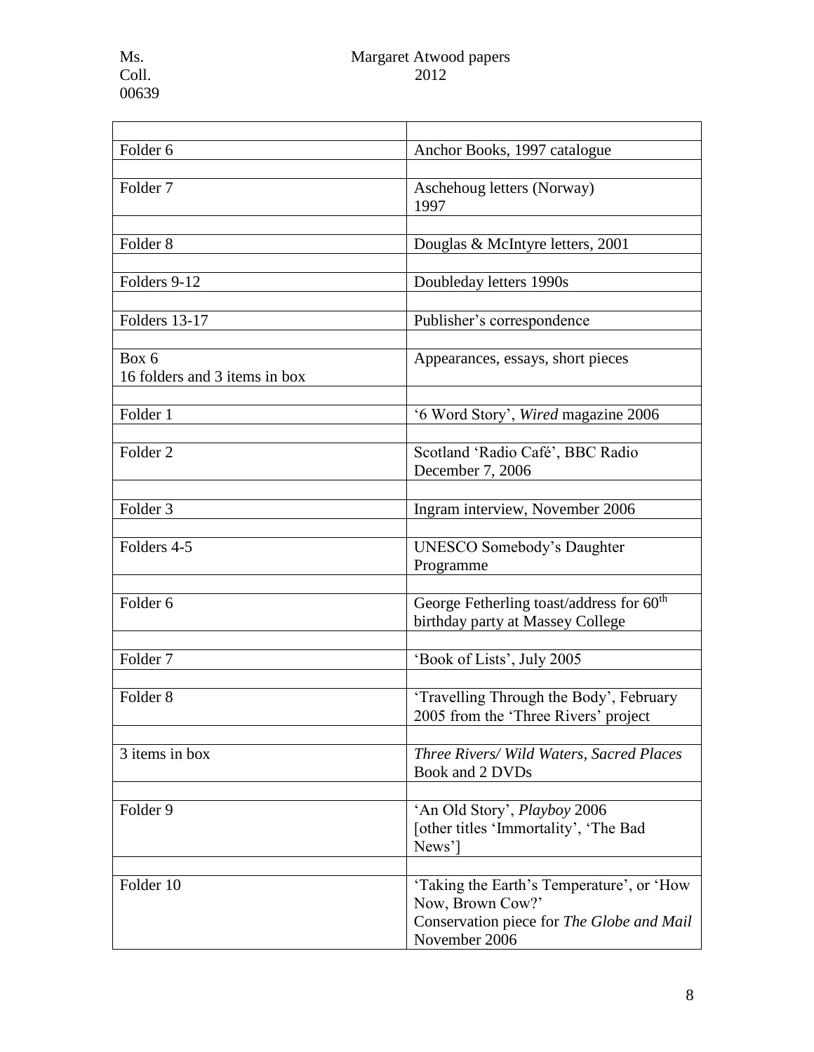| | |
|---|---|
| Folder 6 | Anchor Books, 1997 catalogue |
| | |
| Folder 7 | Aschehoug letters (Norway) 1997 |
| | |
| Folder 8 | Douglas & McIntyre letters, 2001 |
| | |
| Folders 9-12 | Doubleday letters 1990s |
| | |
| Folders 13-17 | Publisher's correspondence |
| | |
| Box 6<br>16 folders and 3 items in box | Appearances, essays, short pieces |
| | |
| Folder 1 | '6 Word Story', *Wired* magazine 2006 |
| | |
| Folder 2 | Scotland 'Radio Café', BBC Radio December 7, 2006 |
| | |
| Folder 3 | Ingram interview, November 2006 |
| | |
| Folders 4-5 | UNESCO Somebody's Daughter Programme |
| | |
| Folder 6 | George Fetherling toast/address for 60th birthday party at Massey College |
| | |
| Folder 7 | 'Book of Lists', July 2005 |
| | |
| Folder 8 | 'Travelling Through the Body', February 2005 from the 'Three Rivers' project |
| | |
| 3 items in box | *Three Rivers/ Wild Waters, Sacred Places* Book and 2 DVDs |
| | |
| Folder 9 | 'An Old Story', *Playboy* 2006<br>[other titles 'Immortality', 'The Bad News'] |
| | |
| Folder 10 | 'Taking the Earth's Temperature', or 'How Now, Brown Cow?'<br>Conservation piece for *The Globe and Mail* November 2006 |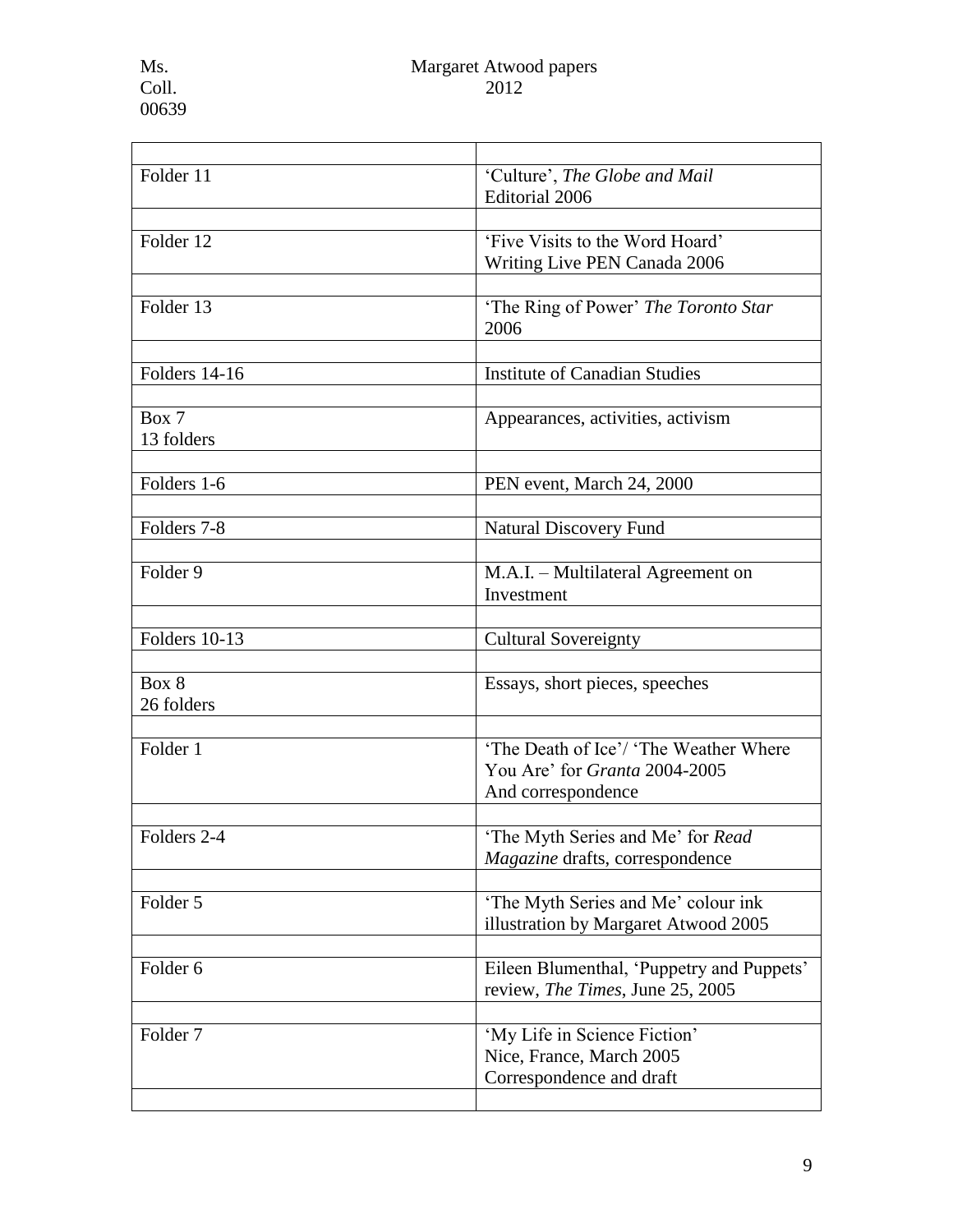| | |
|---|---|
| Folder 11 | 'Culture', *The Globe and Mail* Editorial 2006 |
| | |
| Folder 12 | 'Five Visits to the Word Hoard' Writing Live PEN Canada 2006 |
| | |
| Folder 13 | 'The Ring of Power' *The Toronto Star* 2006 |
| | |
| Folders 14-16 | Institute of Canadian Studies |
| | |
| Box 7 13 folders | Appearances, activities, activism |
| | |
| Folders 1-6 | PEN event, March 24, 2000 |
| | |
| Folders 7-8 | Natural Discovery Fund |
| | |
| Folder 9 | M.A.I. – Multilateral Agreement on Investment |
| | |
| Folders 10-13 | Cultural Sovereignty |
| | |
| Box 8 26 folders | Essays, short pieces, speeches |
| | |
| Folder 1 | 'The Death of Ice'/ 'The Weather Where You Are' for *Granta* 2004-2005 And correspondence |
| | |
| Folders 2-4 | 'The Myth Series and Me' for *Read Magazine* drafts, correspondence |
| | |
| Folder 5 | 'The Myth Series and Me' colour ink illustration by Margaret Atwood 2005 |
| | |
| Folder 6 | Eileen Blumenthal, 'Puppetry and Puppets' review, *The Times*, June 25, 2005 |
| | |
| Folder 7 | 'My Life in Science Fiction' Nice, France, March 2005 Correspondence and draft |
| | |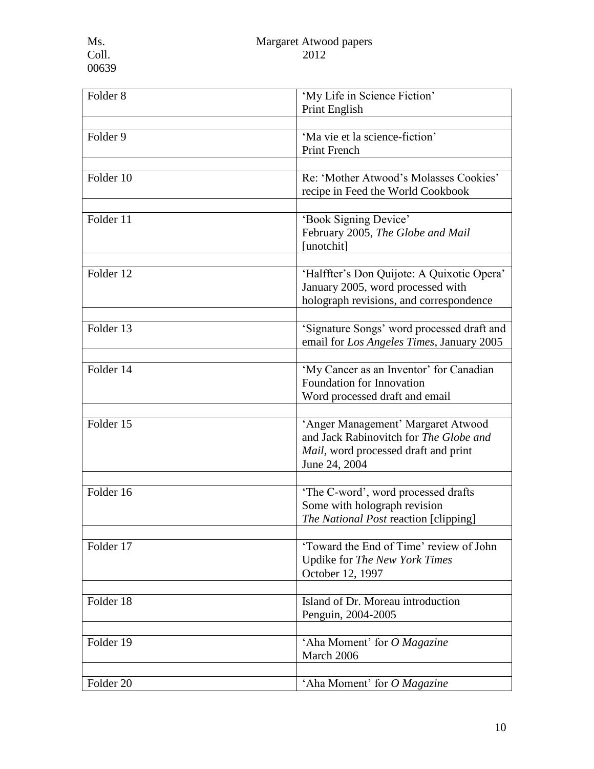| Folder 8 | 'My Life in Science Fiction' Print English |
| --- | --- |
| | |
| Folder 9 | 'Ma vie et la science-fiction' Print French |
| | |
| Folder 10 | Re: 'Mother Atwood's Molasses Cookies' recipe in Feed the World Cookbook |
| | |
| Folder 11 | 'Book Signing Device' February 2005, *The Globe and Mail* [unotchit] |
| | |
| Folder 12 | 'Halffter's Don Quijote: A Quixotic Opera' January 2005, word processed with holograph revisions, and correspondence |
| | |
| Folder 13 | 'Signature Songs' word processed draft and email for *Los Angeles Times*, January 2005 |
| | |
| Folder 14 | 'My Cancer as an Inventor' for Canadian Foundation for Innovation Word processed draft and email |
| | |
| Folder 15 | 'Anger Management' Margaret Atwood and Jack Rabinovitch for *The Globe and Mail*, word processed draft and print June 24, 2004 |
| | |
| Folder 16 | 'The C-word', word processed drafts Some with holograph revision *The National Post* reaction [clipping] |
| | |
| Folder 17 | 'Toward the End of Time' review of John Updike for *The New York Times* October 12, 1997 |
| | |
| Folder 18 | Island of Dr. Moreau introduction Penguin, 2004-2005 |
| | |
| Folder 19 | 'Aha Moment' for *O Magazine* March 2006 |
| | |
| Folder 20 | 'Aha Moment' for *O Magazine* |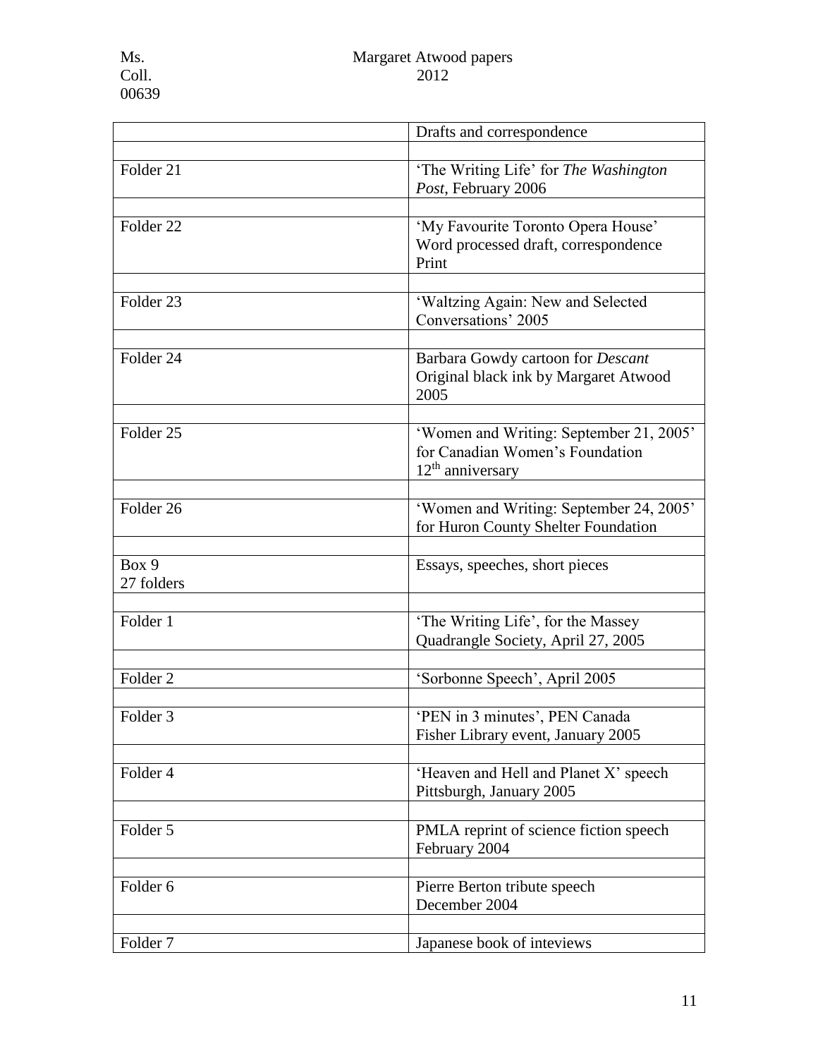| | Drafts and correspondence |
|---|---|
| | |
| Folder 21 | 'The Writing Life' for *The Washington Post*, February 2006 |
| | |
| Folder 22 | 'My Favourite Toronto Opera House' Word processed draft, correspondence Print |
| | |
| Folder 23 | 'Waltzing Again: New and Selected Conversations' 2005 |
| | |
| Folder 24 | Barbara Gowdy cartoon for *Descant* Original black ink by Margaret Atwood 2005 |
| | |
| Folder 25 | 'Women and Writing: September 21, 2005' for Canadian Women's Foundation 12th anniversary |
| | |
| Folder 26 | 'Women and Writing: September 24, 2005' for Huron County Shelter Foundation |
| | |
| Box 9 27 folders | Essays, speeches, short pieces |
| | |
| Folder 1 | 'The Writing Life', for the Massey Quadrangle Society, April 27, 2005 |
| | |
| Folder 2 | 'Sorbonne Speech', April 2005 |
| | |
| Folder 3 | 'PEN in 3 minutes', PEN Canada Fisher Library event, January 2005 |
| | |
| Folder 4 | 'Heaven and Hell and Planet X' speech Pittsburgh, January 2005 |
| | |
| Folder 5 | PMLA reprint of science fiction speech February 2004 |
| | |
| Folder 6 | Pierre Berton tribute speech December 2004 |
| | |
| Folder 7 | Japanese book of inteviews |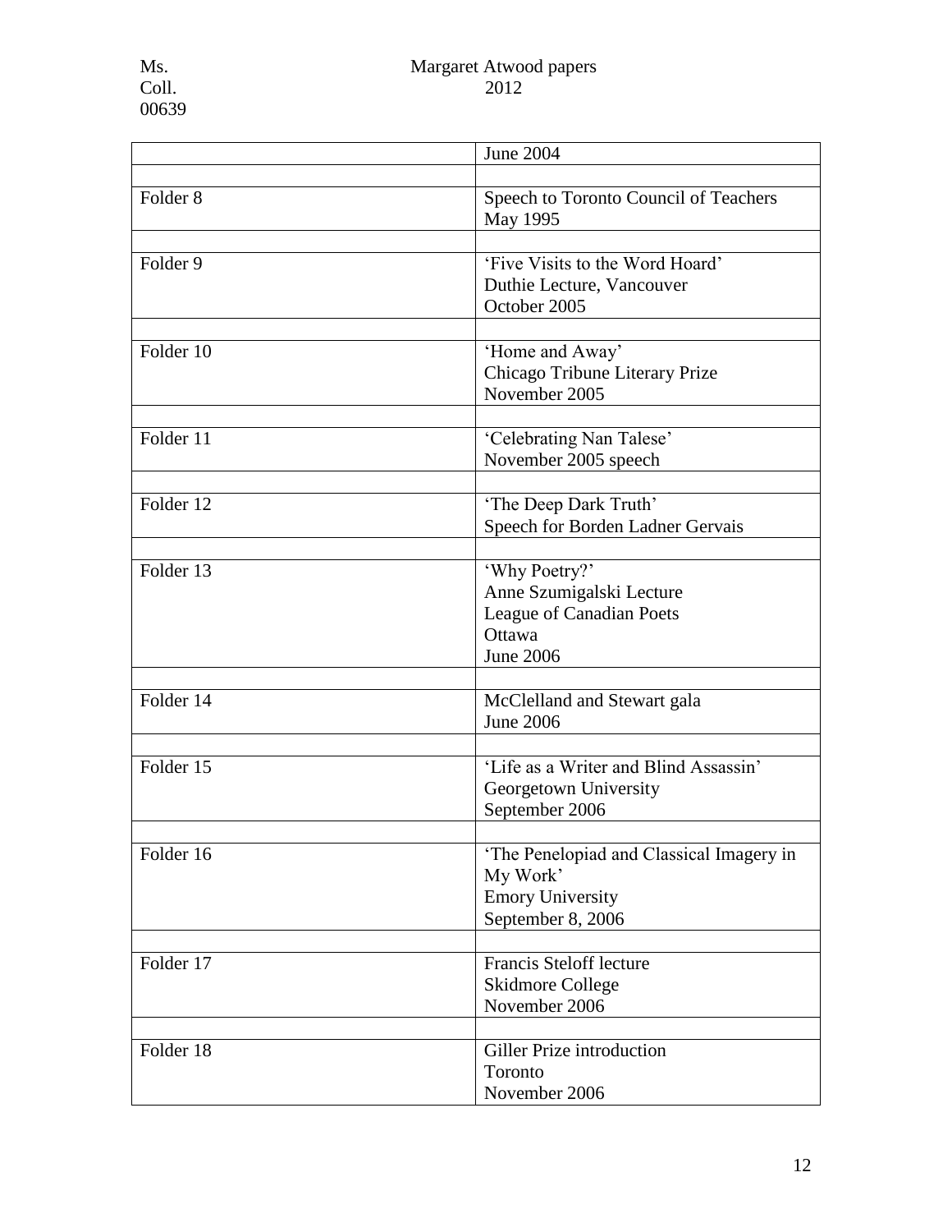| | June 2004 |
|---|---|
| | |
| Folder 8 | Speech to Toronto Council of Teachers May 1995 |
| | |
| Folder 9 | 'Five Visits to the Word Hoard' Duthie Lecture, Vancouver October 2005 |
| | |
| Folder 10 | 'Home and Away' Chicago Tribune Literary Prize November 2005 |
| | |
| Folder 11 | 'Celebrating Nan Talese' November 2005 speech |
| | |
| Folder 12 | 'The Deep Dark Truth' Speech for Borden Ladner Gervais |
| | |
| Folder 13 | 'Why Poetry?' Anne Szumigalski Lecture League of Canadian Poets Ottawa June 2006 |
| | |
| Folder 14 | McClelland and Stewart gala June 2006 |
| | |
| Folder 15 | 'Life as a Writer and Blind Assassin' Georgetown University September 2006 |
| | |
| Folder 16 | 'The Penelopiad and Classical Imagery in My Work' Emory University September 8, 2006 |
| | |
| Folder 17 | Francis Steloff lecture Skidmore College November 2006 |
| | |
| Folder 18 | Giller Prize introduction Toronto November 2006 |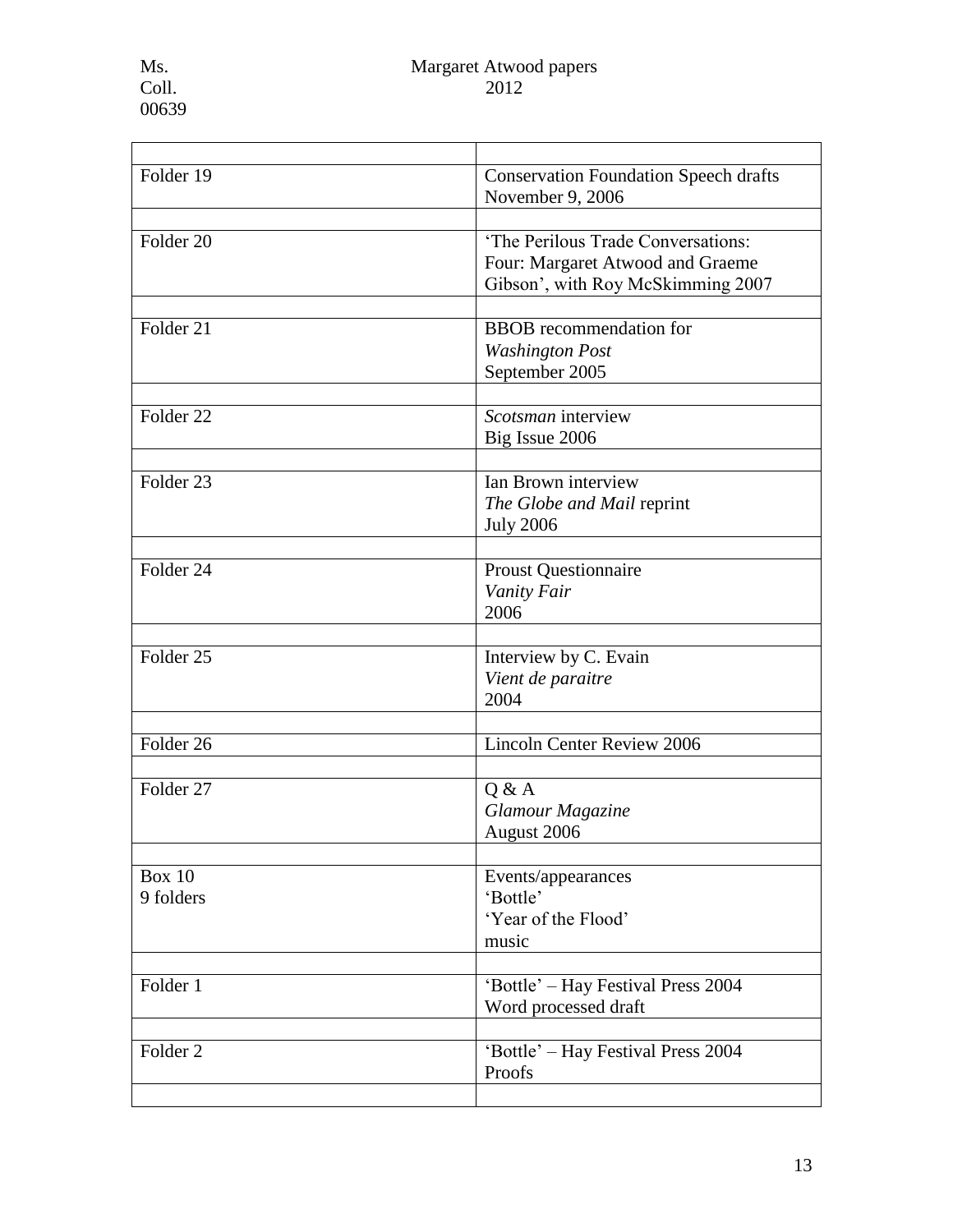| | |
|---|---|
| Folder 19 | Conservation Foundation Speech drafts November 9, 2006 |
| | |
| Folder 20 | 'The Perilous Trade Conversations: Four: Margaret Atwood and Graeme Gibson', with Roy McSkimming 2007 |
| | |
| Folder 21 | BBOB recommendation for *Washington Post* September 2005 |
| | |
| Folder 22 | *Scotsman* interview Big Issue 2006 |
| | |
| Folder 23 | Ian Brown interview *The Globe and Mail* reprint July 2006 |
| | |
| Folder 24 | Proust Questionnaire *Vanity Fair* 2006 |
| | |
| Folder 25 | Interview by C. Evain *Vient de paraitre* 2004 |
| | |
| Folder 26 | Lincoln Center Review 2006 |
| | |
| Folder 27 | Q & A *Glamour Magazine* August 2006 |
| | |
| Box 10 9 folders | Events/appearances 'Bottle' 'Year of the Flood' music |
| | |
| Folder 1 | 'Bottle' – Hay Festival Press 2004 Word processed draft |
| | |
| Folder 2 | 'Bottle' – Hay Festival Press 2004 Proofs |
| | |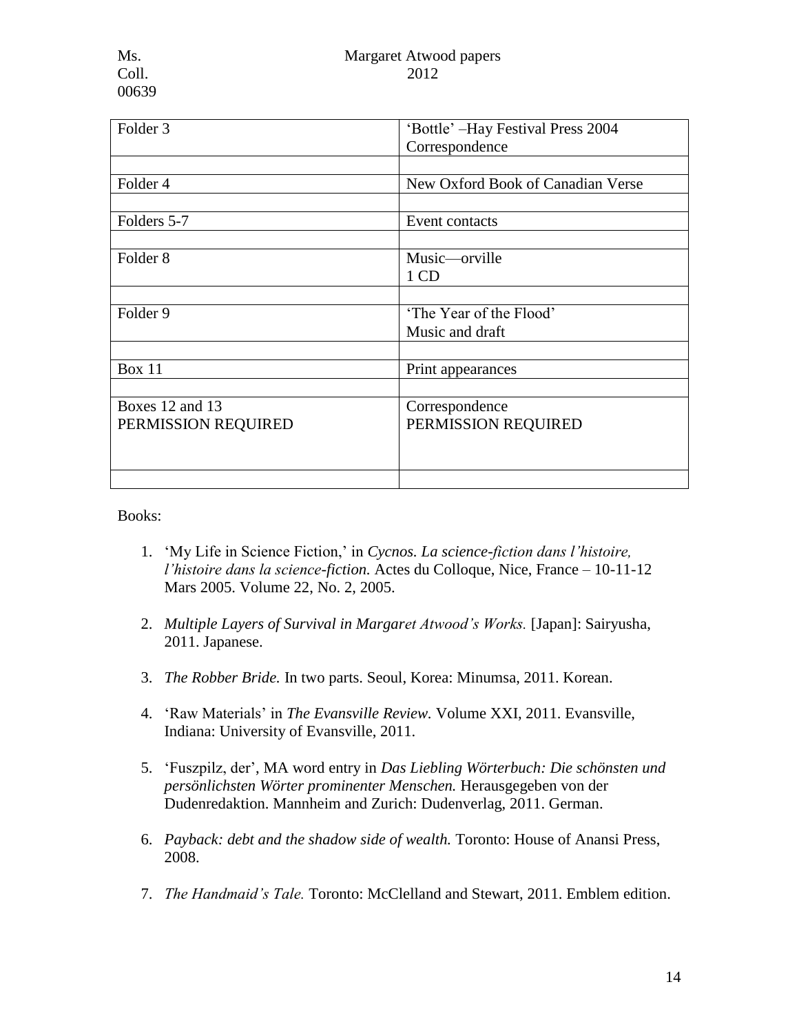| Folder 3 | 'Bottle' –Hay Festival Press 2004<br>Correspondence |
|---|---|
| | |
| Folder 4 | New Oxford Book of Canadian Verse |
| | |
| Folders 5-7 | Event contacts |
| | |
| Folder 8 | Music—orville<br>1 CD |
| | |
| Folder 9 | 'The Year of the Flood'<br>Music and draft |
| | |
| Box 11 | Print appearances |
| | |
| Boxes 12 and 13<br>PERMISSION REQUIRED | Correspondence<br>PERMISSION REQUIRED |
| | |

Books:

1. 'My Life in Science Fiction,' in *Cycnos. La science-fiction dans l'histoire, l'histoire dans la science-fiction.* Actes du Colloque, Nice, France – 10-11-12 Mars 2005. Volume 22, No. 2, 2005.

2. *Multiple Layers of Survival in Margaret Atwood's Works.* [Japan]: Sairyusha, 2011. Japanese.

3. *The Robber Bride.* In two parts. Seoul, Korea: Minumsa, 2011. Korean.

4. 'Raw Materials' in *The Evansville Review.* Volume XXI, 2011. Evansville, Indiana: University of Evansville, 2011.

5. 'Fuszpilz, der', MA word entry in *Das Liebling Wörterbuch: Die schönsten und persönlichsten Wörter prominenter Menschen.* Herausgegeben von der Dudenredaktion. Mannheim and Zurich: Dudenverlag, 2011. German.

6. *Payback: debt and the shadow side of wealth.* Toronto: House of Anansi Press, 2008.

7. *The Handmaid's Tale.* Toronto: McClelland and Stewart, 2011. Emblem edition.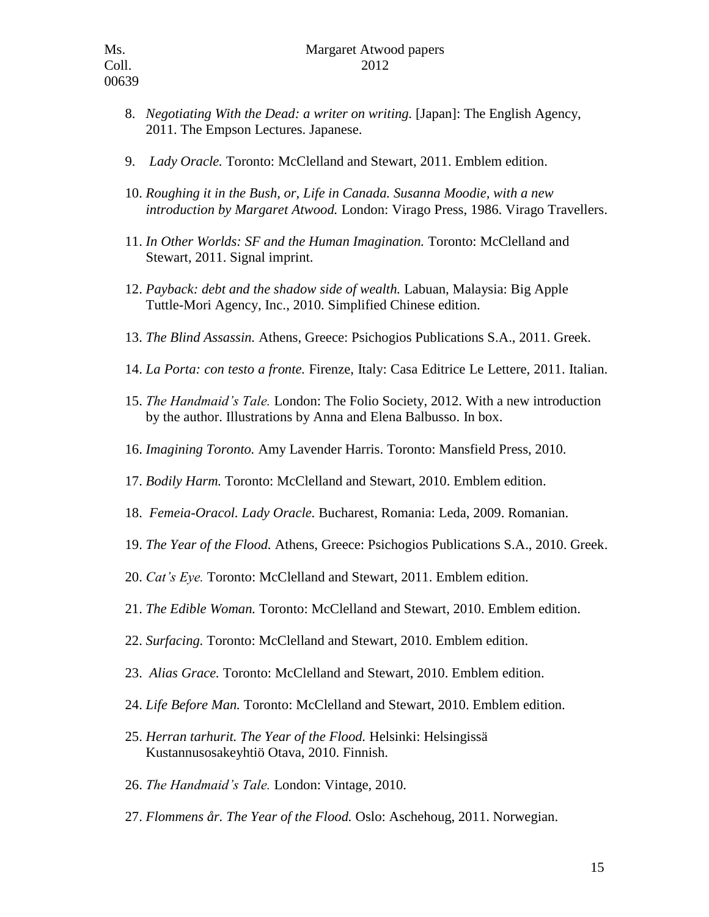8. *Negotiating With the Dead: a writer on writing.* [Japan]: The English Agency, 2011. The Empson Lectures. Japanese.

9. *Lady Oracle.* Toronto: McClelland and Stewart, 2011. Emblem edition.

10. *Roughing it in the Bush, or, Life in Canada. Susanna Moodie, with a new introduction by Margaret Atwood.* London: Virago Press, 1986. Virago Travellers.

11. *In Other Worlds: SF and the Human Imagination.* Toronto: McClelland and Stewart, 2011. Signal imprint.

12. *Payback: debt and the shadow side of wealth.* Labuan, Malaysia: Big Apple Tuttle-Mori Agency, Inc., 2010. Simplified Chinese edition.

13. *The Blind Assassin.* Athens, Greece: Psichogios Publications S.A., 2011. Greek.

14. *La Porta: con testo a fronte.* Firenze, Italy: Casa Editrice Le Lettere, 2011. Italian.

15. *The Handmaid's Tale.* London: The Folio Society, 2012. With a new introduction by the author. Illustrations by Anna and Elena Balbusso. In box.

16. *Imagining Toronto.* Amy Lavender Harris. Toronto: Mansfield Press, 2010.

17. *Bodily Harm.* Toronto: McClelland and Stewart, 2010. Emblem edition.

18. *Femeia-Oracol. Lady Oracle.* Bucharest, Romania: Leda, 2009. Romanian.

19. *The Year of the Flood.* Athens, Greece: Psichogios Publications S.A., 2010. Greek.

20. *Cat's Eye.* Toronto: McClelland and Stewart, 2011. Emblem edition.

21. *The Edible Woman.* Toronto: McClelland and Stewart, 2010. Emblem edition.

22. *Surfacing.* Toronto: McClelland and Stewart, 2010. Emblem edition.

23. *Alias Grace.* Toronto: McClelland and Stewart, 2010. Emblem edition.

24. *Life Before Man.* Toronto: McClelland and Stewart, 2010. Emblem edition.

25. *Herran tarhurit. The Year of the Flood.* Helsinki: Helsingissä Kustannusosakeyhtiö Otava, 2010. Finnish.

26. *The Handmaid's Tale.* London: Vintage, 2010.

27. *Flommens år. The Year of the Flood.* Oslo: Aschehoug, 2011. Norwegian.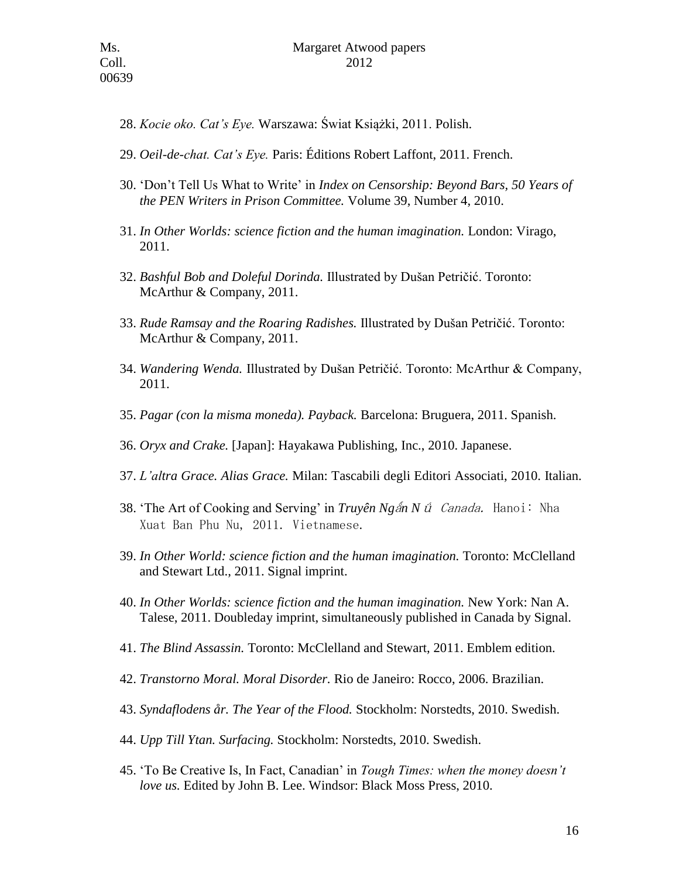28. *Kocie oko. Cat's Eye.* Warszawa: Świat Książki, 2011. Polish.

29. *Oeil-de-chat. Cat's Eye.* Paris: Éditions Robert Laffont, 2011. French.

30. 'Don't Tell Us What to Write' in *Index on Censorship: Beyond Bars, 50 Years of the PEN Writers in Prison Committee.* Volume 39, Number 4, 2010.

31. *In Other Worlds: science fiction and the human imagination.* London: Virago, 2011.

32. *Bashful Bob and Doleful Dorinda.* Illustrated by Dušan Petričić. Toronto: McArthur & Company, 2011.

33. *Rude Ramsay and the Roaring Radishes.* Illustrated by Dušan Petričić. Toronto: McArthur & Company, 2011.

34. *Wandering Wenda.* Illustrated by Dušan Petričić. Toronto: McArthur & Company, 2011.

35. *Pagar (con la misma moneda). Payback.* Barcelona: Bruguera, 2011. Spanish.

36. *Oryx and Crake.* [Japan]: Hayakawa Publishing, Inc., 2010. Japanese.

37. *L'altra Grace. Alias Grace.* Milan: Tascabili degli Editori Associati, 2010. Italian.

38. 'The Art of Cooking and Serving' in *Truyên Ngắn Nữ Canada.* Hanoi: Nha Xuat Ban Phu Nu, 2011. Vietnamese.

39. *In Other World: science fiction and the human imagination.* Toronto: McClelland and Stewart Ltd., 2011. Signal imprint.

40. *In Other Worlds: science fiction and the human imagination.* New York: Nan A. Talese, 2011. Doubleday imprint, simultaneously published in Canada by Signal.

41. *The Blind Assassin.* Toronto: McClelland and Stewart, 2011. Emblem edition.

42. *Transtorno Moral. Moral Disorder.* Rio de Janeiro: Rocco, 2006. Brazilian.

43. *Syndaflodens år. The Year of the Flood.* Stockholm: Norstedts, 2010. Swedish.

44. *Upp Till Ytan. Surfacing.* Stockholm: Norstedts, 2010. Swedish.

45. 'To Be Creative Is, In Fact, Canadian' in *Tough Times: when the money doesn't love us.* Edited by John B. Lee. Windsor: Black Moss Press, 2010.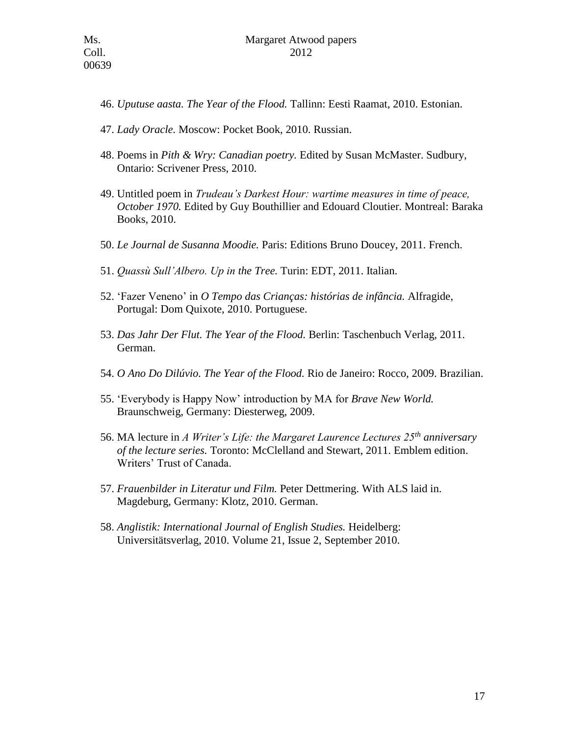46. *Uputuse aasta. The Year of the Flood.* Tallinn: Eesti Raamat, 2010. Estonian.

47. *Lady Oracle.* Moscow: Pocket Book, 2010. Russian.

48. Poems in *Pith & Wry: Canadian poetry.* Edited by Susan McMaster. Sudbury, Ontario: Scrivener Press, 2010.

49. Untitled poem in *Trudeau's Darkest Hour: wartime measures in time of peace, October 1970.* Edited by Guy Bouthillier and Edouard Cloutier. Montreal: Baraka Books, 2010.

50. *Le Journal de Susanna Moodie.* Paris: Editions Bruno Doucey, 2011. French.

51. *Quassù Sull'Albero. Up in the Tree.* Turin: EDT, 2011. Italian.

52. 'Fazer Veneno' in *O Tempo das Crianças: histórias de infância.* Alfragide, Portugal: Dom Quixote, 2010. Portuguese.

53. *Das Jahr Der Flut. The Year of the Flood.* Berlin: Taschenbuch Verlag, 2011. German.

54. *O Ano Do Dilúvio. The Year of the Flood.* Rio de Janeiro: Rocco, 2009. Brazilian.

55. 'Everybody is Happy Now' introduction by MA for *Brave New World.* Braunschweig, Germany: Diesterweg, 2009.

56. MA lecture in *A Writer's Life: the Margaret Laurence Lectures 25th anniversary of the lecture series.* Toronto: McClelland and Stewart, 2011. Emblem edition. Writers' Trust of Canada.

57. *Frauenbilder in Literatur und Film.* Peter Dettmering. With ALS laid in. Magdeburg, Germany: Klotz, 2010. German.

58. *Anglistik: International Journal of English Studies.* Heidelberg: Universitätsverlag, 2010. Volume 21, Issue 2, September 2010.